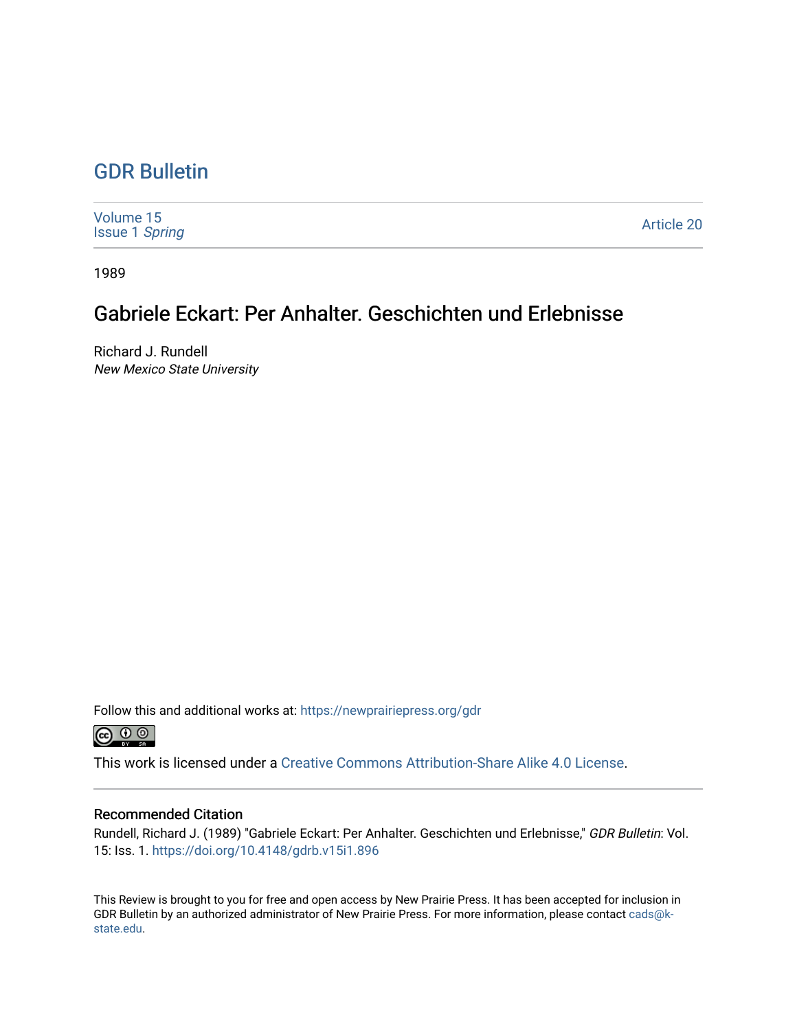# GDR Bulletin

Volume 15
Issue 1 *Spring*

Article 20

1989

## Gabriele Eckart: Per Anhalter. Geschichten und Erlebnisse

Richard J. Rundell
*New Mexico State University*

Follow this and additional works at: https://newprairiepress.org/gdr

This work is licensed under a Creative Commons Attribution-Share Alike 4.0 License.

### Recommended Citation

Rundell, Richard J. (1989) "Gabriele Eckart: Per Anhalter. Geschichten und Erlebnisse," *GDR Bulletin*: Vol. 15: Iss. 1. https://doi.org/10.4148/gdrb.v15i1.896

This Review is brought to you for free and open access by New Prairie Press. It has been accepted for inclusion in GDR Bulletin by an authorized administrator of New Prairie Press. For more information, please contact cads@k-state.edu.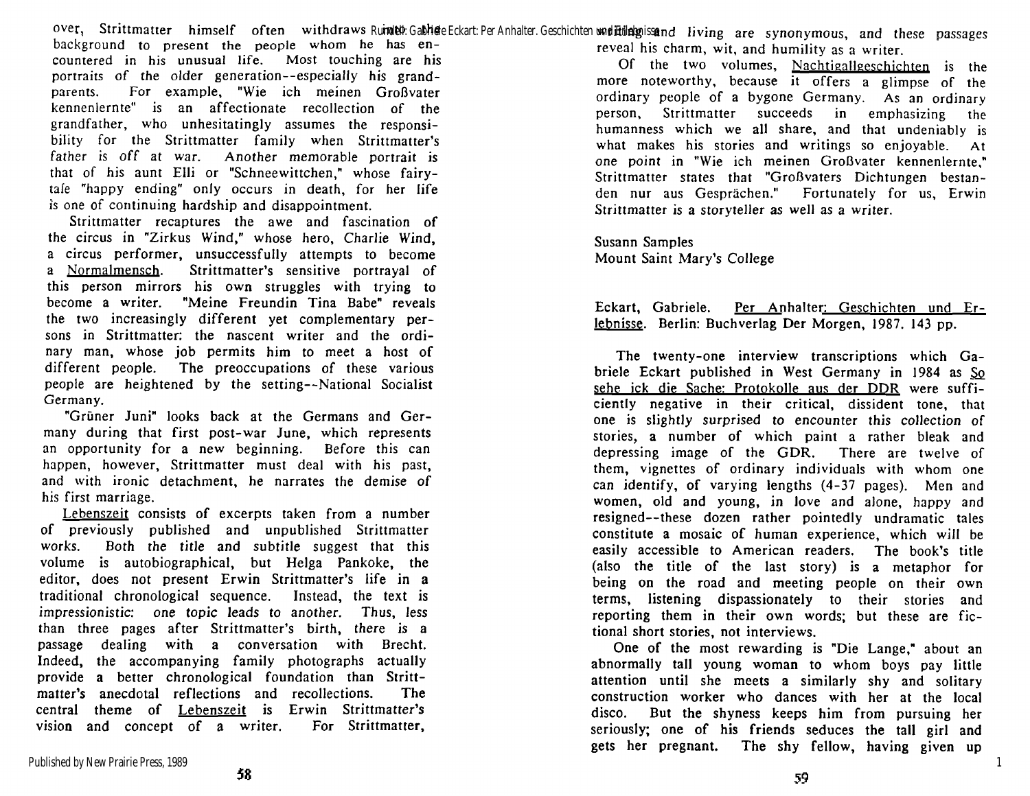over, Strittmatter himself often withdraws into the background to present the people whom he has encountered in his unusual life. Most touching are his portraits of the older generation--especially his grandparents. For example, "Wie ich meinen Großvater kennenlernte" is an affectionate recollection of the grandfather, who unhesitatingly assumes the responsibility for the Strittmatter family when Strittmatter's father is off at war. Another memorable portrait is that of his aunt Elli or "Schneewittchen," whose fairytale "happy ending" only occurs in death, for her life is one of continuing hardship and disappointment.

Strittmatter recaptures the awe and fascination of the circus in "Zirkus Wind," whose hero, Charlie Wind, a circus performer, unsuccessfully attempts to become a Normalmensch. Strittmatter's sensitive portrayal of this person mirrors his own struggles with trying to become a writer. "Meine Freundin Tina Babe" reveals the two increasingly different yet complementary persons in Strittmatter: the nascent writer and the ordinary man, whose job permits him to meet a host of different people. The preoccupations of these various people are heightened by the setting--National Socialist Germany.

"Grüner Juni" looks back at the Germans and Germany during that first post-war June, which represents an opportunity for a new beginning. Before this can happen, however, Strittmatter must deal with his past, and with ironic detachment, he narrates the demise of his first marriage.

Lebenszeit consists of excerpts taken from a number of previously published and unpublished Strittmatter works. Both the title and subtitle suggest that this volume is autobiographical, but Helga Pankoke, the editor, does not present Erwin Strittmatter's life in a traditional chronological sequence. Instead, the text is impressionistic: one topic leads to another. Thus, less than three pages after Strittmatter's birth, there is a passage dealing with a conversation with Brecht. Indeed, the accompanying family photographs actually provide a better chronological foundation than Strittmatter's anecdotal reflections and recollections. The central theme of Lebenszeit is Erwin Strittmatter's vision and concept of a writer. For Strittmatter, writing and living are synonymous, and these passages reveal his charm, wit, and humility as a writer.

Of the two volumes, Nachtigallgeschichten is the more noteworthy, because it offers a glimpse of the ordinary people of a bygone Germany. As an ordinary person, Strittmatter succeeds in emphasizing the humanness which we all share, and that undeniably is what makes his stories and writings so enjoyable. At one point in "Wie ich meinen Großvater kennenlernte," Strittmatter states that "Großvaters Dichtungen bestanden nur aus Gesprächen." Fortunately for us, Erwin Strittmatter is a storyteller as well as a writer.

Susann Samples
Mount Saint Mary's College

Eckart, Gabriele. Per Anhalter: Geschichten und Erlebnisse. Berlin: Buchverlag Der Morgen, 1987. 143 pp.

The twenty-one interview transcriptions which Gabriele Eckart published in West Germany in 1984 as So sehe ick die Sache: Protokolle aus der DDR were sufficiently negative in their critical, dissident tone, that one is slightly surprised to encounter this collection of stories, a number of which paint a rather bleak and depressing image of the GDR. There are twelve of them, vignettes of ordinary individuals with whom one can identify, of varying lengths (4-37 pages). Men and women, old and young, in love and alone, happy and resigned--these dozen rather pointedly undramatic tales constitute a mosaic of human experience, which will be easily accessible to American readers. The book's title (also the title of the last story) is a metaphor for being on the road and meeting people on their own terms, listening dispassionately to their stories and reporting them in their own words; but these are fictional short stories, not interviews.

One of the most rewarding is "Die Lange," about an abnormally tall young woman to whom boys pay little attention until she meets a similarly shy and solitary construction worker who dances with her at the local disco. But the shyness keeps him from pursuing her seriously; one of his friends seduces the tall girl and gets her pregnant. The shy fellow, having given up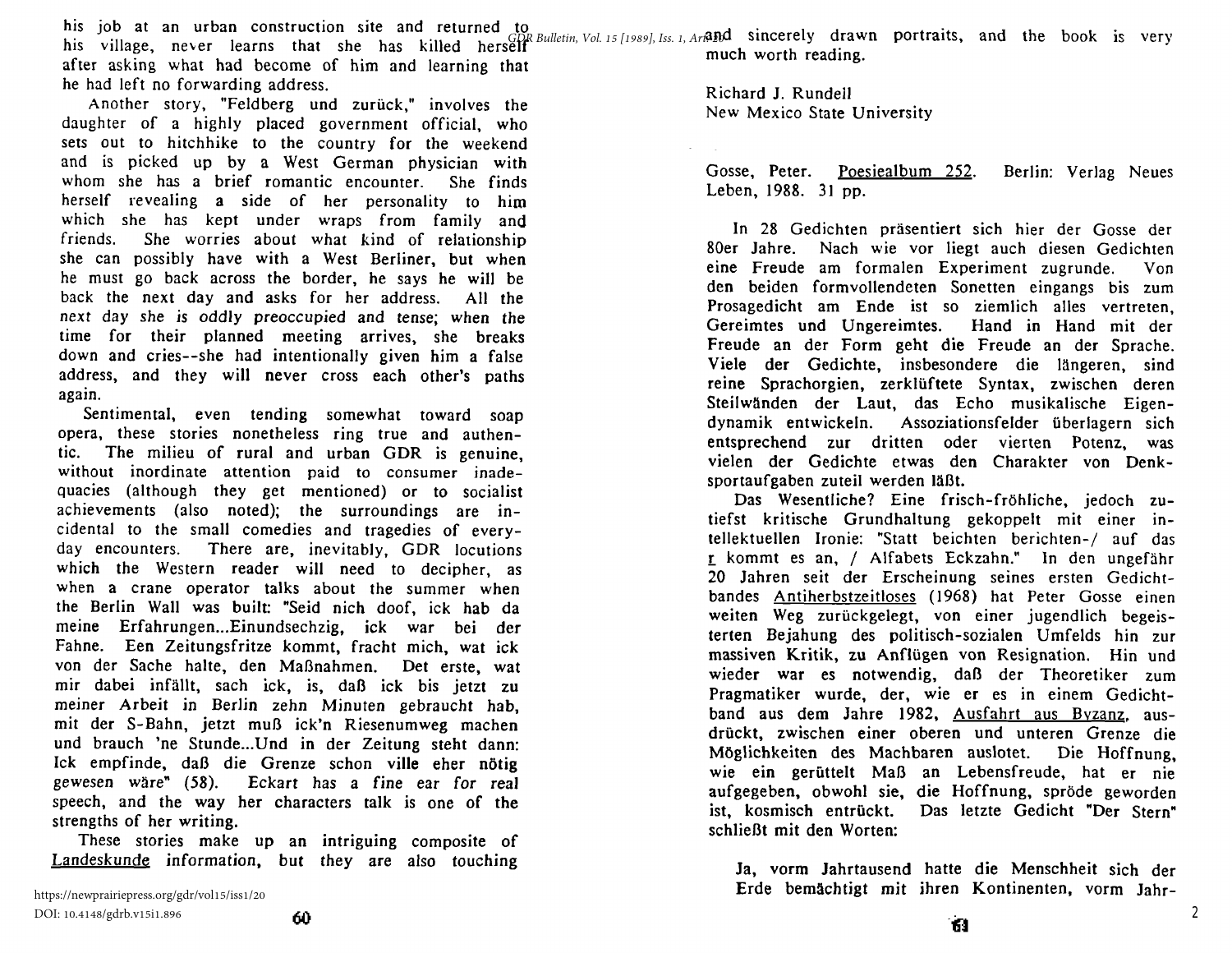his job at an urban construction site and returned to his village, never learns that she has killed herself after asking what had become of him and learning that he had left no forwarding address.

Another story, "Feldberg und zurück," involves the daughter of a highly placed government official, who sets out to hitchhike to the country for the weekend and is picked up by a West German physician with whom she has a brief romantic encounter. She finds herself revealing a side of her personality to him which she has kept under wraps from family and friends. She worries about what kind of relationship she can possibly have with a West Berliner, but when he must go back across the border, he says he will be back the next day and asks for her address. All the next day she is oddly preoccupied and tense; when the time for their planned meeting arrives, she breaks down and cries--she had intentionally given him a false address, and they will never cross each other's paths again.

Sentimental, even tending somewhat toward soap opera, these stories nonetheless ring true and authentic. The milieu of rural and urban GDR is genuine, without inordinate attention paid to consumer inadequacies (although they get mentioned) or to socialist achievements (also noted); the surroundings are incidental to the small comedies and tragedies of everyday encounters. There are, inevitably, GDR locutions which the Western reader will need to decipher, as when a crane operator talks about the summer when the Berlin Wall was built: "Seid nich doof, ick hab da meine Erfahrungen...Einundsechzig, ick war bei der Fahne. Een Zeitungsfritze kommt, fracht mich, wat ick von der Sache halte, den Maßnahmen. Det erste, wat mir dabei infällt, sach ick, is, daß ick bis jetzt zu meiner Arbeit in Berlin zehn Minuten gebraucht hab, mit der S-Bahn, jetzt muß ick'n Riesenumweg machen und brauch 'ne Stunde...Und in der Zeitung steht dann: Ick empfinde, daß die Grenze schon ville eher nötig gewesen wäre" (58). Eckart has a fine ear for real speech, and the way her characters talk is one of the strengths of her writing.

These stories make up an intriguing composite of Landeskunde information, but they are also touching and sincerely drawn portraits, and the book is very much worth reading.

Richard J. Rundell
New Mexico State University

Gosse, Peter. Poesiealbum 252. Berlin: Verlag Neues Leben, 1988. 31 pp.

In 28 Gedichten präsentiert sich hier der Gosse der 80er Jahre. Nach wie vor liegt auch diesen Gedichten eine Freude am formalen Experiment zugrunde. Von den beiden formvollendeten Sonetten eingangs bis zum Prosagedicht am Ende ist so ziemlich alles vertreten, Gereimtes und Ungereimtes. Hand in Hand mit der Freude an der Form geht die Freude an der Sprache. Viele der Gedichte, insbesondere die längeren, sind reine Sprachorgien, zerklüftete Syntax, zwischen deren Steilwänden der Laut, das Echo musikalische Eigendynamik entwickeln. Assoziationsfelder überlagern sich entsprechend zur dritten oder vierten Potenz, was vielen der Gedichte etwas den Charakter von Denksportaufgaben zuteil werden läßt.

Das Wesentliche? Eine frisch-fröhliche, jedoch zutiefst kritische Grundhaltung gekoppelt mit einer intellektuellen Ironie: "Statt beichten berichten-/ auf das r kommt es an, / Alfabets Eckzahn." In den ungefähr 20 Jahren seit der Erscheinung seines ersten Gedichtbandes Antiherbstzeitloses (1968) hat Peter Gosse einen weiten Weg zurückgelegt, von einer jugendlich begeisterten Bejahung des politisch-sozialen Umfelds hin zur massiven Kritik, zu Anflügen von Resignation. Hin und wieder war es notwendig, daß der Theoretiker zum Pragmatiker wurde, der, wie er es in einem Gedichtband aus dem Jahre 1982, Ausfahrt aus Byzanz, ausdrückt, zwischen einer oberen und unteren Grenze die Möglichkeiten des Machbaren auslotet. Die Hoffnung, wie ein gerüttelt Maß an Lebensfreude, hat er nie aufgegeben, obwohl sie, die Hoffnung, spröde geworden ist, kosmisch entrückt. Das letzte Gedicht "Der Stern" schließt mit den Worten:

> Ja, vorm Jahrtausend hatte die Menschheit sich der Erde bemächtigt mit ihren Kontinenten, vorm Jahr-